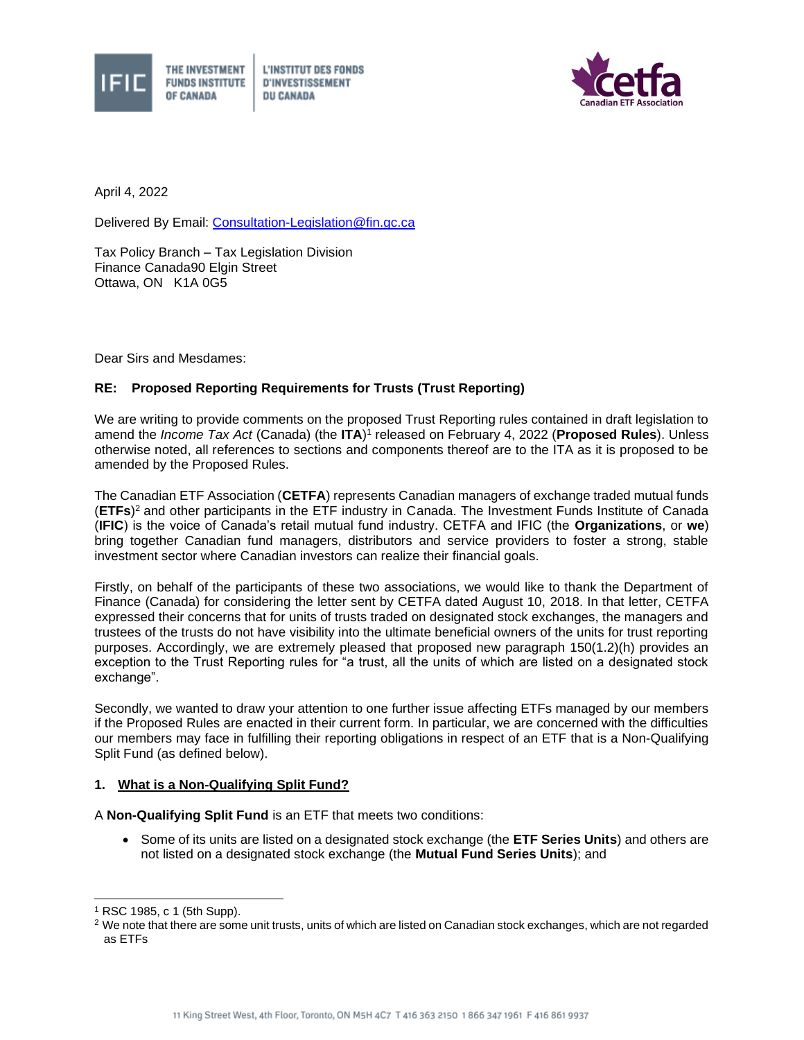THE INVESTMENT FUNDS INSTITUTE OF CANADA | L'INSTITUT DES FONDS D'INVESTISSEMENT DU CANADA

cetfa Canadian ETF Association

April 4, 2022

Delivered By Email: Consultation-Legislation@fin.gc.ca

Tax Policy Branch – Tax Legislation Division
Finance Canada90 Elgin Street
Ottawa, ON K1A 0G5

Dear Sirs and Mesdames:

**RE: Proposed Reporting Requirements for Trusts (Trust Reporting)**

We are writing to provide comments on the proposed Trust Reporting rules contained in draft legislation to amend the *Income Tax Act* (Canada) (the **ITA**)[1] released on February 4, 2022 (**Proposed Rules**). Unless otherwise noted, all references to sections and components thereof are to the ITA as it is proposed to be amended by the Proposed Rules.

The Canadian ETF Association (**CETFA**) represents Canadian managers of exchange traded mutual funds (**ETFs**)[2] and other participants in the ETF industry in Canada. The Investment Funds Institute of Canada (**IFIC**) is the voice of Canada's retail mutual fund industry. CETFA and IFIC (the **Organizations**, or **we**) bring together Canadian fund managers, distributors and service providers to foster a strong, stable investment sector where Canadian investors can realize their financial goals.

Firstly, on behalf of the participants of these two associations, we would like to thank the Department of Finance (Canada) for considering the letter sent by CETFA dated August 10, 2018. In that letter, CETFA expressed their concerns that for units of trusts traded on designated stock exchanges, the managers and trustees of the trusts do not have visibility into the ultimate beneficial owners of the units for trust reporting purposes. Accordingly, we are extremely pleased that proposed new paragraph 150(1.2)(h) provides an exception to the Trust Reporting rules for "a trust, all the units of which are listed on a designated stock exchange".

Secondly, we wanted to draw your attention to one further issue affecting ETFs managed by our members if the Proposed Rules are enacted in their current form. In particular, we are concerned with the difficulties our members may face in fulfilling their reporting obligations in respect of an ETF that is a Non-Qualifying Split Fund (as defined below).

### 1. What is a Non-Qualifying Split Fund?

A **Non-Qualifying Split Fund** is an ETF that meets two conditions:

- Some of its units are listed on a designated stock exchange (the **ETF Series Units**) and others are not listed on a designated stock exchange (the **Mutual Fund Series Units**); and

---

[1] RSC 1985, c 1 (5th Supp).

[2] We note that there are some unit trusts, units of which are listed on Canadian stock exchanges, which are not regarded as ETFs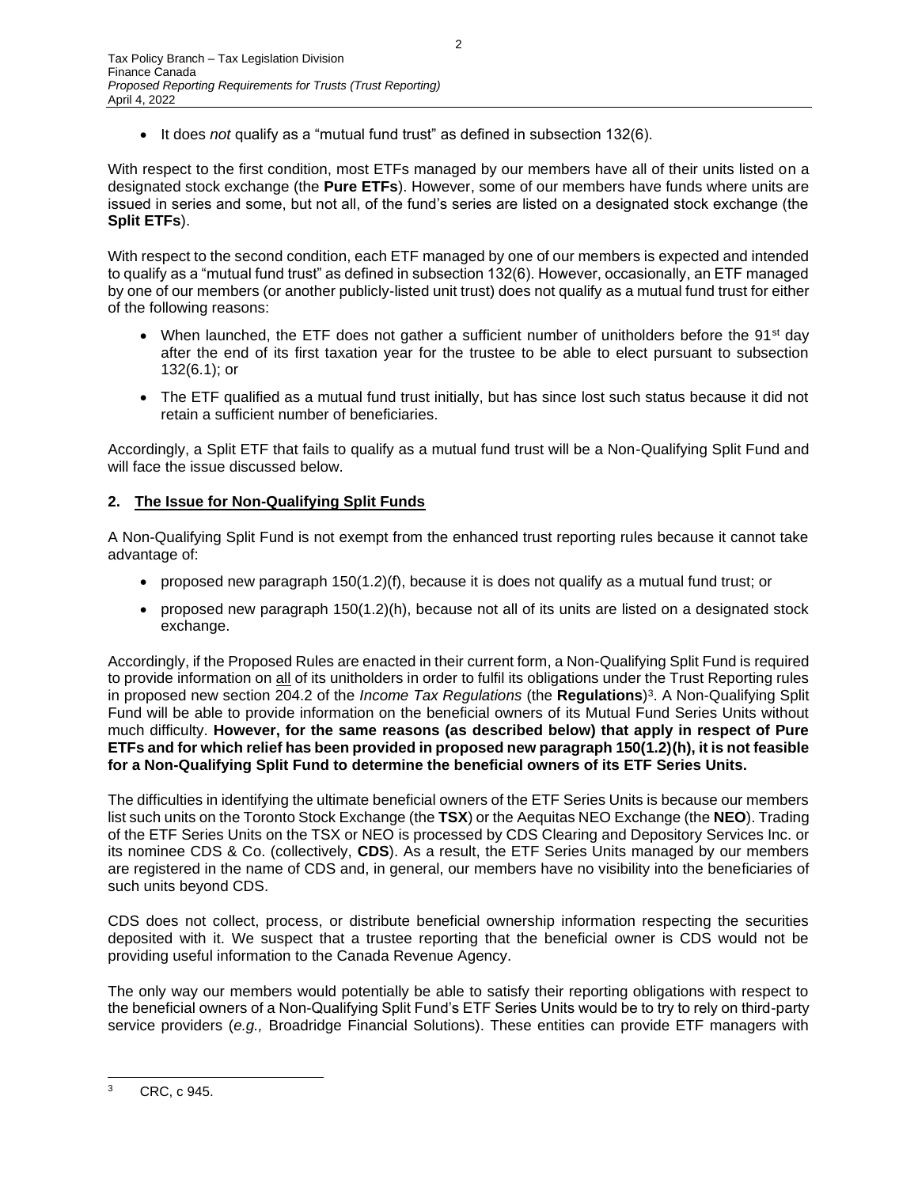- It does *not* qualify as a "mutual fund trust" as defined in subsection 132(6).

With respect to the first condition, most ETFs managed by our members have all of their units listed on a designated stock exchange (the **Pure ETFs**). However, some of our members have funds where units are issued in series and some, but not all, of the fund's series are listed on a designated stock exchange (the **Split ETFs**).

With respect to the second condition, each ETF managed by one of our members is expected and intended to qualify as a "mutual fund trust" as defined in subsection 132(6). However, occasionally, an ETF managed by one of our members (or another publicly-listed unit trust) does not qualify as a mutual fund trust for either of the following reasons:

- When launched, the ETF does not gather a sufficient number of unitholders before the 91st day after the end of its first taxation year for the trustee to be able to elect pursuant to subsection 132(6.1); or
- The ETF qualified as a mutual fund trust initially, but has since lost such status because it did not retain a sufficient number of beneficiaries.

Accordingly, a Split ETF that fails to qualify as a mutual fund trust will be a Non-Qualifying Split Fund and will face the issue discussed below.

## 2. The Issue for Non-Qualifying Split Funds

A Non-Qualifying Split Fund is not exempt from the enhanced trust reporting rules because it cannot take advantage of:

- proposed new paragraph 150(1.2)(f), because it is does not qualify as a mutual fund trust; or
- proposed new paragraph 150(1.2)(h), because not all of its units are listed on a designated stock exchange.

Accordingly, if the Proposed Rules are enacted in their current form, a Non-Qualifying Split Fund is required to provide information on all of its unitholders in order to fulfil its obligations under the Trust Reporting rules in proposed new section 204.2 of the *Income Tax Regulations* (the **Regulations**)[3]. A Non-Qualifying Split Fund will be able to provide information on the beneficial owners of its Mutual Fund Series Units without much difficulty. **However, for the same reasons (as described below) that apply in respect of Pure ETFs and for which relief has been provided in proposed new paragraph 150(1.2)(h), it is not feasible for a Non-Qualifying Split Fund to determine the beneficial owners of its ETF Series Units.**

The difficulties in identifying the ultimate beneficial owners of the ETF Series Units is because our members list such units on the Toronto Stock Exchange (the **TSX**) or the Aequitas NEO Exchange (the **NEO**). Trading of the ETF Series Units on the TSX or NEO is processed by CDS Clearing and Depository Services Inc. or its nominee CDS & Co. (collectively, **CDS**). As a result, the ETF Series Units managed by our members are registered in the name of CDS and, in general, our members have no visibility into the beneficiaries of such units beyond CDS.

CDS does not collect, process, or distribute beneficial ownership information respecting the securities deposited with it. We suspect that a trustee reporting that the beneficial owner is CDS would not be providing useful information to the Canada Revenue Agency.

The only way our members would potentially be able to satisfy their reporting obligations with respect to the beneficial owners of a Non-Qualifying Split Fund's ETF Series Units would be to try to rely on third-party service providers (*e.g.,* Broadridge Financial Solutions). These entities can provide ETF managers with

[3] CRC, c 945.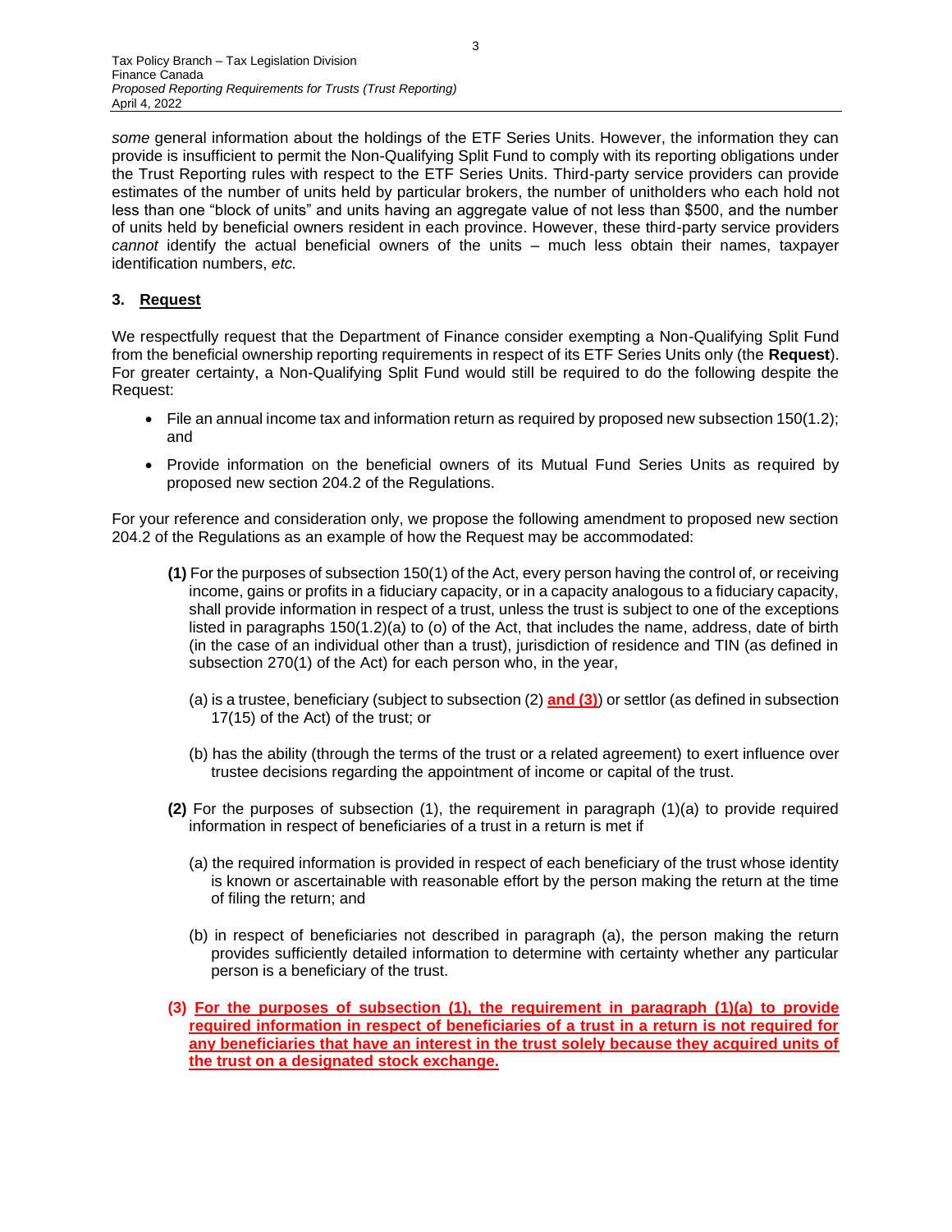*some* general information about the holdings of the ETF Series Units. However, the information they can provide is insufficient to permit the Non-Qualifying Split Fund to comply with its reporting obligations under the Trust Reporting rules with respect to the ETF Series Units. Third-party service providers can provide estimates of the number of units held by particular brokers, the number of unitholders who each hold not less than one "block of units" and units having an aggregate value of not less than $500, and the number of units held by beneficial owners resident in each province. However, these third-party service providers *cannot* identify the actual beneficial owners of the units – much less obtain their names, taxpayer identification numbers, *etc.*

### 3. Request

We respectfully request that the Department of Finance consider exempting a Non-Qualifying Split Fund from the beneficial ownership reporting requirements in respect of its ETF Series Units only (the **Request**). For greater certainty, a Non-Qualifying Split Fund would still be required to do the following despite the Request:

- File an annual income tax and information return as required by proposed new subsection 150(1.2); and
- Provide information on the beneficial owners of its Mutual Fund Series Units as required by proposed new section 204.2 of the Regulations.

For your reference and consideration only, we propose the following amendment to proposed new section 204.2 of the Regulations as an example of how the Request may be accommodated:

> **(1)** For the purposes of subsection 150(1) of the Act, every person having the control of, or receiving income, gains or profits in a fiduciary capacity, or in a capacity analogous to a fiduciary capacity, shall provide information in respect of a trust, unless the trust is subject to one of the exceptions listed in paragraphs 150(1.2)(a) to (o) of the Act, that includes the name, address, date of birth (in the case of an individual other than a trust), jurisdiction of residence and TIN (as defined in subsection 270(1) of the Act) for each person who, in the year,
>
> (a) is a trustee, beneficiary (subject to subsection (2) **<u>and (3)</u>**) or settlor (as defined in subsection 17(15) of the Act) of the trust; or
>
> (b) has the ability (through the terms of the trust or a related agreement) to exert influence over trustee decisions regarding the appointment of income or capital of the trust.
>
> **(2)** For the purposes of subsection (1), the requirement in paragraph (1)(a) to provide required information in respect of beneficiaries of a trust in a return is met if
>
> (a) the required information is provided in respect of each beneficiary of the trust whose identity is known or ascertainable with reasonable effort by the person making the return at the time of filing the return; and
>
> (b) in respect of beneficiaries not described in paragraph (a), the person making the return provides sufficiently detailed information to determine with certainty whether any particular person is a beneficiary of the trust.
>
> **(3) <u>For the purposes of subsection (1), the requirement in paragraph (1)(a) to provide required information in respect of beneficiaries of a trust in a return is not required for any beneficiaries that have an interest in the trust solely because they acquired units of the trust on a designated stock exchange.</u>**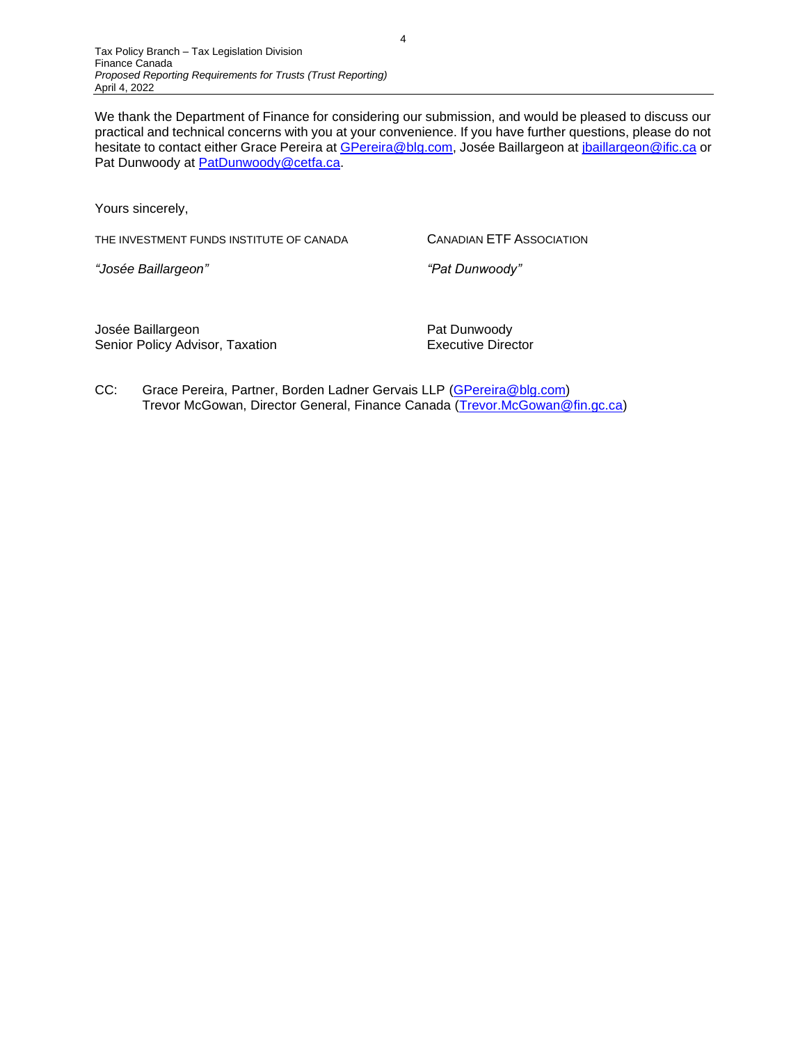We thank the Department of Finance for considering our submission, and would be pleased to discuss our practical and technical concerns with you at your convenience. If you have further questions, please do not hesitate to contact either Grace Pereira at GPereira@blg.com, Josée Baillargeon at jbaillargeon@ific.ca or Pat Dunwoody at PatDunwoody@cetfa.ca.

Yours sincerely,

THE INVESTMENT FUNDS INSTITUTE OF CANADA

*"Josée Baillargeon"*

Josée Baillargeon
Senior Policy Advisor, Taxation

CANADIAN ETF ASSOCIATION

*"Pat Dunwoody"*

Pat Dunwoody
Executive Director

CC: Grace Pereira, Partner, Borden Ladner Gervais LLP (GPereira@blg.com)
Trevor McGowan, Director General, Finance Canada (Trevor.McGowan@fin.gc.ca)